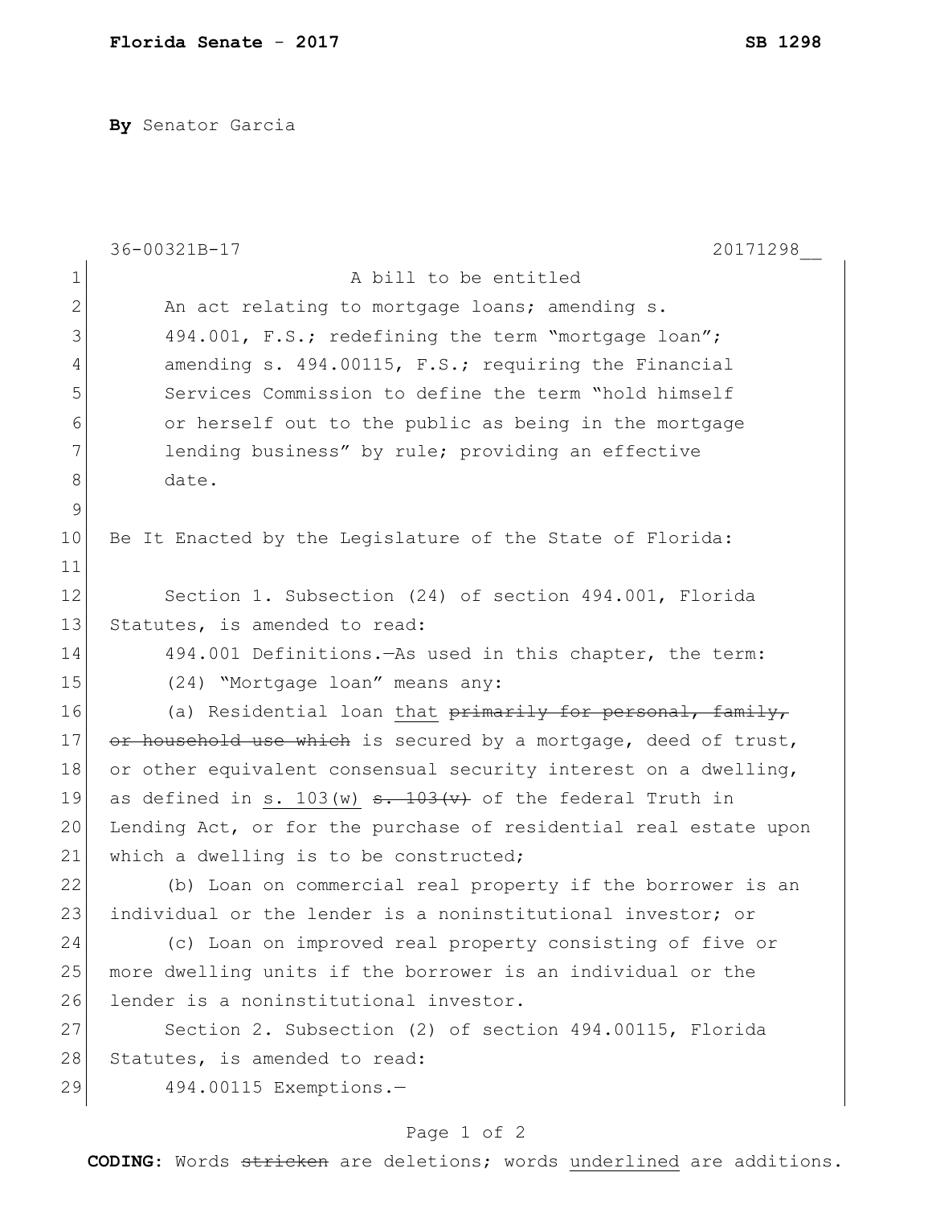**Florida Senate** - **2017** **SB 1298**

**By** Senator Garcia

36-00321B-17 20171298__

A bill to be entitled

An act relating to mortgage loans; amending s. 494.001, F.S.; redefining the term "mortgage loan"; amending s. 494.00115, F.S.; requiring the Financial Services Commission to define the term "hold himself or herself out to the public as being in the mortgage lending business" by rule; providing an effective date.

Be It Enacted by the Legislature of the State of Florida:

Section 1. Subsection (24) of section 494.001, Florida Statutes, is amended to read:

494.001 Definitions.—As used in this chapter, the term:

(24) "Mortgage loan" means any:

(a) Residential loan <u>that</u> ~~primarily for personal, family, or household use which~~ is secured by a mortgage, deed of trust, or other equivalent consensual security interest on a dwelling, as defined in <u>s. 103(w)</u> ~~s. 103(v)~~ of the federal Truth in Lending Act, or for the purchase of residential real estate upon which a dwelling is to be constructed;

(b) Loan on commercial real property if the borrower is an individual or the lender is a noninstitutional investor; or

(c) Loan on improved real property consisting of five or more dwelling units if the borrower is an individual or the lender is a noninstitutional investor.

Section 2. Subsection (2) of section 494.00115, Florida Statutes, is amended to read:

494.00115 Exemptions.—

**CODING:** Words ~~stricken~~ are deletions; words <u>underlined</u> are additions.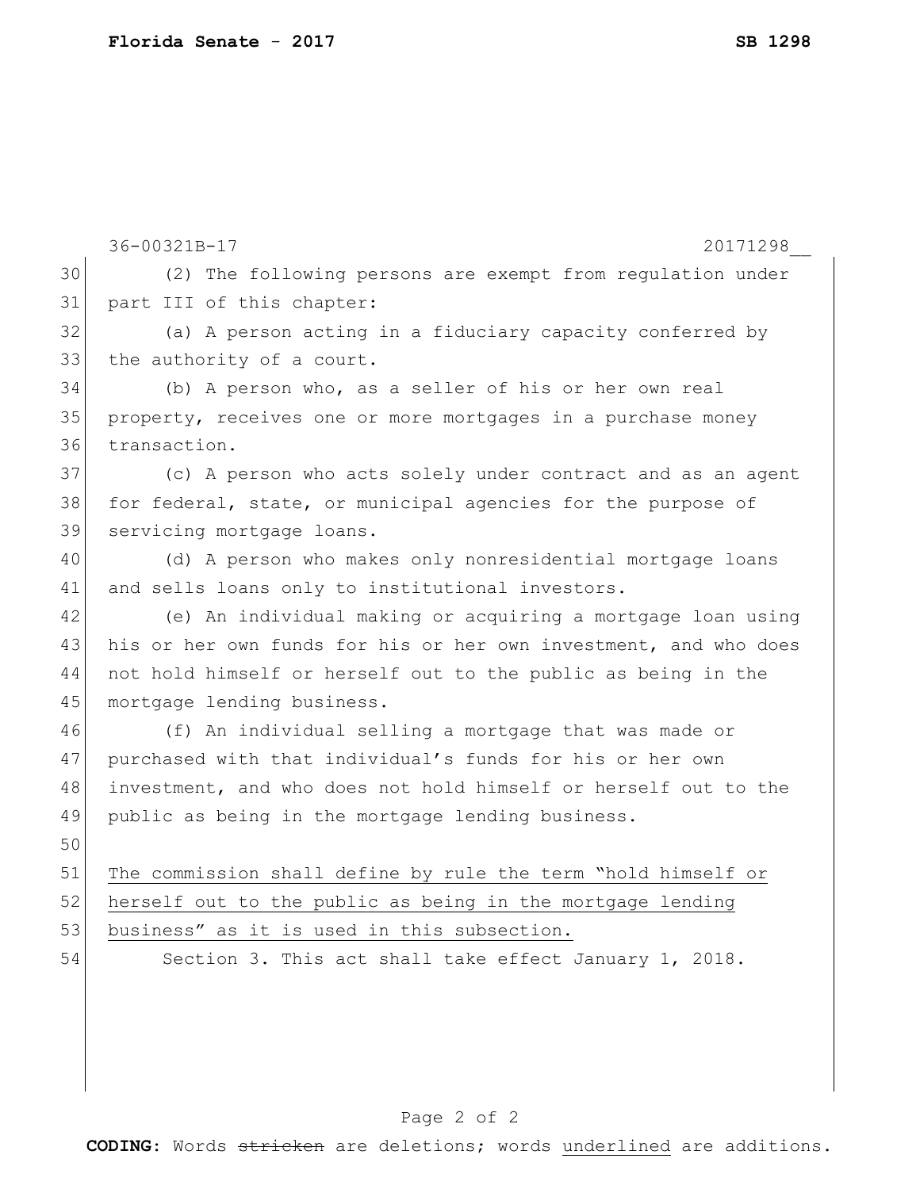(2) The following persons are exempt from regulation under part III of this chapter:

(a) A person acting in a fiduciary capacity conferred by the authority of a court.

(b) A person who, as a seller of his or her own real property, receives one or more mortgages in a purchase money transaction.

(c) A person who acts solely under contract and as an agent for federal, state, or municipal agencies for the purpose of servicing mortgage loans.

(d) A person who makes only nonresidential mortgage loans and sells loans only to institutional investors.

(e) An individual making or acquiring a mortgage loan using his or her own funds for his or her own investment, and who does not hold himself or herself out to the public as being in the mortgage lending business.

(f) An individual selling a mortgage that was made or purchased with that individual's funds for his or her own investment, and who does not hold himself or herself out to the public as being in the mortgage lending business.

<u>The commission shall define by rule the term "hold himself or herself out to the public as being in the mortgage lending business" as it is used in this subsection.</u>

Section 3. This act shall take effect January 1, 2018.

**CODING:** Words ~~stricken~~ are deletions; words <u>underlined</u> are additions.